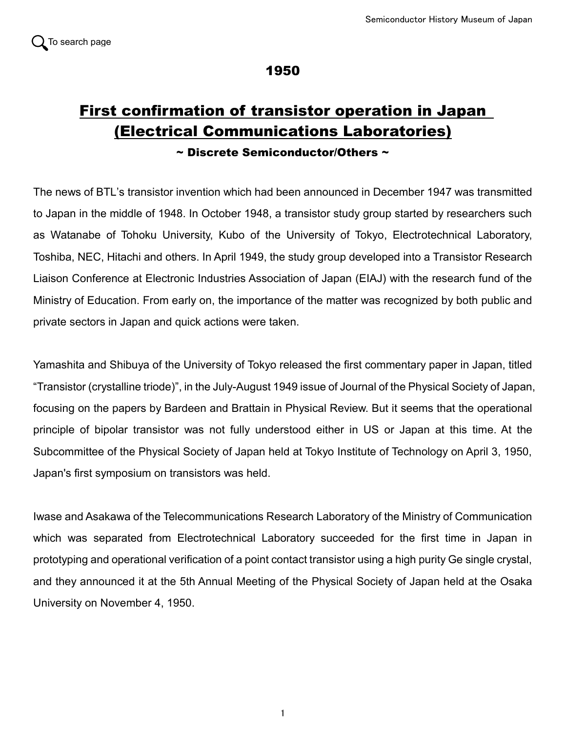## 1950

# First confirmation of transistor operation in Japan (Electrical Communications Laboratories)

**~ Discrete Semiconductor/Others ~**

The news of BTL's transistor invention which had been announced in December 1947 was transmitted to Japan in the middle of 1948. In October 1948, a transistor study group started by researchers such as Watanabe of Tohoku University, Kubo of the University of Tokyo, Electrotechnical Laboratory, Toshiba, NEC, Hitachi and others. In April 1949, the study group developed into a Transistor Research Liaison Conference at Electronic Industries Association of Japan (EIAJ) with the research fund of the Ministry of Education. From early on, the importance of the matter was recognized by both public and private sectors in Japan and quick actions were taken.

Yamashita and Shibuya of the University of Tokyo released the first commentary paper in Japan, titled "Transistor (crystalline triode)", in the July-August 1949 issue of Journal of the Physical Society of Japan, focusing on the papers by Bardeen and Brattain in Physical Review. But it seems that the operational principle of bipolar transistor was not fully understood either in US or Japan at this time. At the Subcommittee of the Physical Society of Japan held at Tokyo Institute of Technology on April 3, 1950, Japan's first symposium on transistors was held.

Iwase and Asakawa of the Telecommunications Research Laboratory of the Ministry of Communication which was separated from Electrotechnical Laboratory succeeded for the first time in Japan in prototyping and operational verification of a point contact transistor using a high purity Ge single crystal, and they announced it at the 5th Annual Meeting of the Physical Society of Japan held at the Osaka University on November 4, 1950.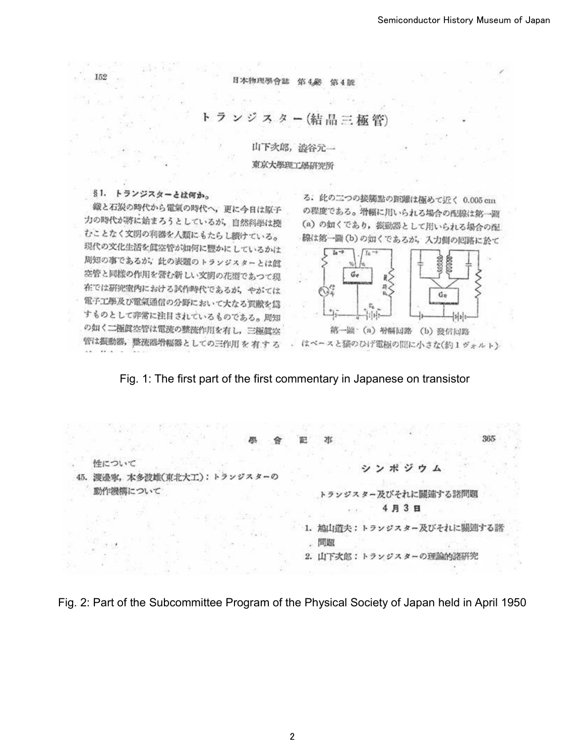152 日本物理學會誌 第4卷 第4號

# トランジスター(結晶三極管)

山下次郎，澁谷元一

東京大學理工學研究所

### §1. トランジスターとは何か。

鐵と石炭の時代から電氣の時代へ，更に今日は原子力の時代が將に始まろうとしているが，自然科學は撓むことなく文明の利器を人類にもたらし續けている。現代の文化生活を眞空管が如何に豐かにしているかは周知の事であるが，此の表題のトランジスターとは眞空管と同樣の作用を營む新しい文明の花瓊であつて現在では研究室內における試作時代であるが，やがては電子工學及び電氣通信の分野において大なる貢獻を爲すものとして非常に注目されているものである。周知の如く二極眞空管は電流の整流作用を有し，三極眞空管は振動器，整流器增幅器としての三作用を有する

る．此の二つの接觸點の距離は極めて近く 0.005 cm の程度である。增幅に用いられる場合の配線は第一圖(a)の如くであり，振動器として用いられる場合の配線は第一圖(b)の如くであるが，入力側の回路に於て

第一圖 (a) 增幅回路 (b) 發信回路

はベースと猫のひげ電極の間に小さな(約1ヴォルト)

Fig. 1: The first part of the first commentary in Japanese on transistor

學會記事 365

性について

45. 渡邊寧，本多波雄(東北大工)：トランジスターの動作機構について

## シンポジウム

トランジスター及びそれに關連する諸問題

4月3日

1. 鳩山道夫：トランジスター及びそれに關連する諸問題
2. 山下次郎：トランジスターの理論的諸研究

Fig. 2: Part of the Subcommittee Program of the Physical Society of Japan held in April 1950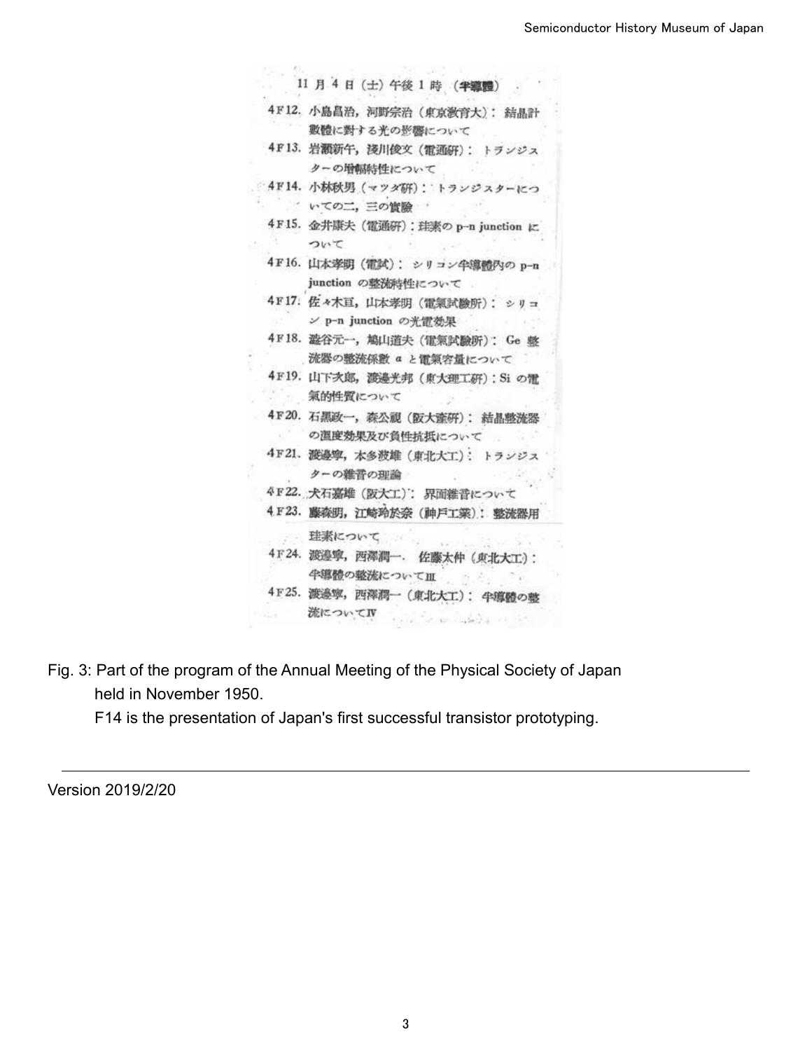11 月 4 日 (土) 午後 1 時 (半導體)

4F12. 小島昌治, 河野宗治 (東京教育大): 結晶計數體に對する光の影響について

4F13. 岩瀬新午, 淺川俊文 (電通研): トランジスターの增幅特性について

4F14. 小林秋男 (マツダ研): トランジスターについての二, 三の實驗

4F15. 金井康夫 (電通研): 珪素の p-n junction について

4F16. 山本孝明 (電試): シリコン半導體內の p-n junction の整流特性について

4F17. 佐々木亘, 山本孝明 (電氣試驗所): シリコン p-n junction の光電效果

4F18. 澁谷元一, 鳩山道夫 (電氣試驗所): Ge 整流器の整流係數 $\alpha$ と電氣容量について

4F19. 山下次郎, 渡邊光邦 (東大理工研): Si の電氣的性質について

4F20. 石黑政一, 森公親 (阪大產研): 結晶整流器の溫度效果及び負性抗抵について

4F21. 渡邊寧, 本多波雄 (東北大工): トランジスターの雜音の理論

4F22. 犬石嘉雄 (阪大工): 界面雜音について

4F23. 藤森明, 江崎玲於奈 (神戸工業): 整流器用珪素について

4F24. 渡邊寧, 西澤潤一. 佐藤太仲 (東北大工): 半導體の整流についてIII

4F25. 渡邊寧, 西澤潤一 (東北大工): 半導體の整流についてIV

Fig. 3: Part of the program of the Annual Meeting of the Physical Society of Japan held in November 1950.
F14 is the presentation of Japan's first successful transistor prototyping.

---

Version 2019/2/20